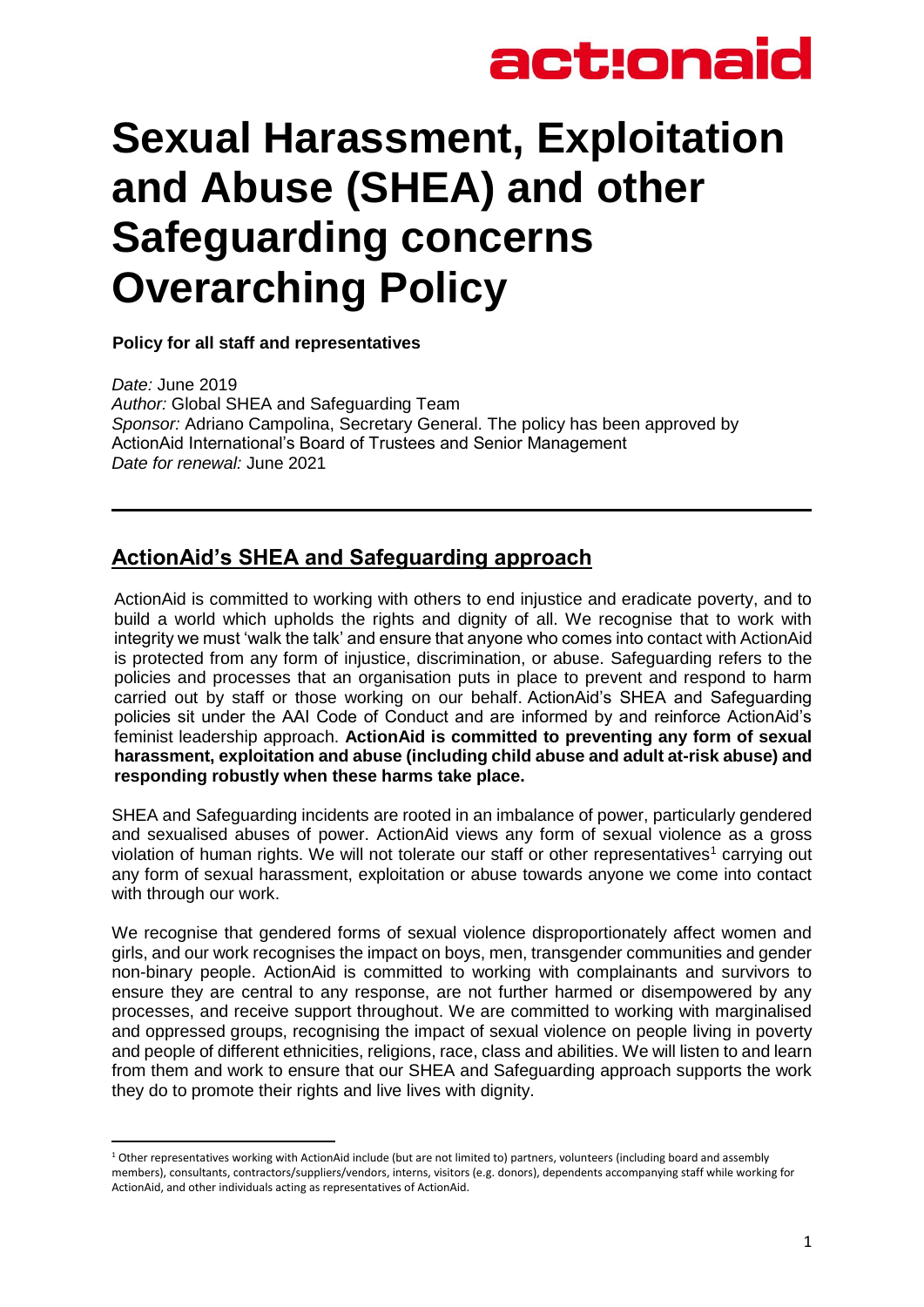# Sexual Harassment, Exploitation and Abuse (SHEA) and other Safeguarding concerns Overarching Policy

**Policy for all staff and representatives**

*Date:* June 2019
*Author:* Global SHEA and Safeguarding Team
*Sponsor:* Adriano Campolina, Secretary General. The policy has been approved by ActionAid International's Board of Trustees and Senior Management
*Date for renewal:* June 2021

---

## ActionAid's SHEA and Safeguarding approach

ActionAid is committed to working with others to end injustice and eradicate poverty, and to build a world which upholds the rights and dignity of all. We recognise that to work with integrity we must 'walk the talk' and ensure that anyone who comes into contact with ActionAid is protected from any form of injustice, discrimination, or abuse. Safeguarding refers to the policies and processes that an organisation puts in place to prevent and respond to harm carried out by staff or those working on our behalf. ActionAid's SHEA and Safeguarding policies sit under the AAI Code of Conduct and are informed by and reinforce ActionAid's feminist leadership approach. **ActionAid is committed to preventing any form of sexual harassment, exploitation and abuse (including child abuse and adult at-risk abuse) and responding robustly when these harms take place.**

SHEA and Safeguarding incidents are rooted in an imbalance of power, particularly gendered and sexualised abuses of power. ActionAid views any form of sexual violence as a gross violation of human rights. We will not tolerate our staff or other representatives[1] carrying out any form of sexual harassment, exploitation or abuse towards anyone we come into contact with through our work.

We recognise that gendered forms of sexual violence disproportionately affect women and girls, and our work recognises the impact on boys, men, transgender communities and gender non-binary people. ActionAid is committed to working with complainants and survivors to ensure they are central to any response, are not further harmed or disempowered by any processes, and receive support throughout. We are committed to working with marginalised and oppressed groups, recognising the impact of sexual violence on people living in poverty and people of different ethnicities, religions, race, class and abilities. We will listen to and learn from them and work to ensure that our SHEA and Safeguarding approach supports the work they do to promote their rights and live lives with dignity.

---

[1] Other representatives working with ActionAid include (but are not limited to) partners, volunteers (including board and assembly members), consultants, contractors/suppliers/vendors, interns, visitors (e.g. donors), dependents accompanying staff while working for ActionAid, and other individuals acting as representatives of ActionAid.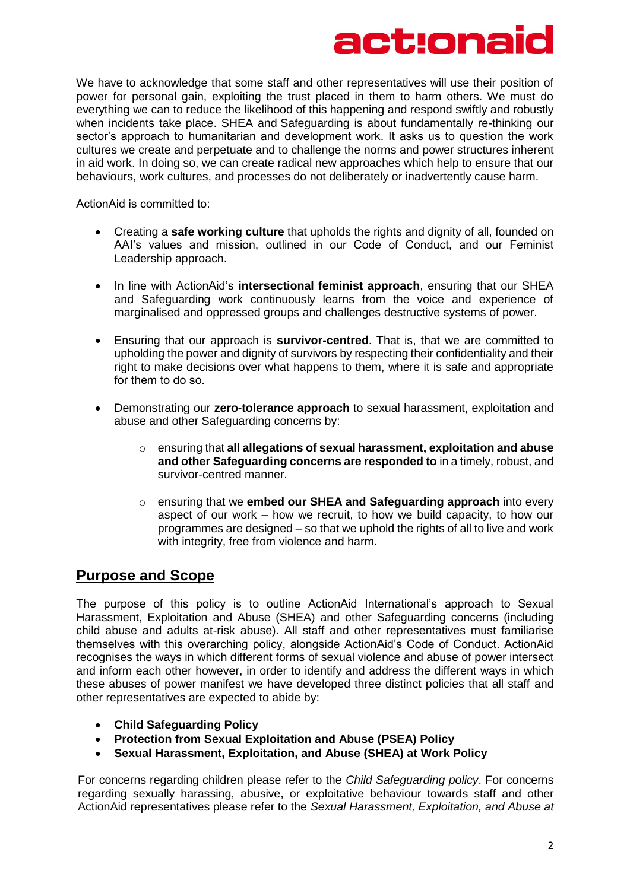We have to acknowledge that some staff and other representatives will use their position of power for personal gain, exploiting the trust placed in them to harm others. We must do everything we can to reduce the likelihood of this happening and respond swiftly and robustly when incidents take place. SHEA and Safeguarding is about fundamentally re-thinking our sector's approach to humanitarian and development work. It asks us to question the work cultures we create and perpetuate and to challenge the norms and power structures inherent in aid work. In doing so, we can create radical new approaches which help to ensure that our behaviours, work cultures, and processes do not deliberately or inadvertently cause harm.

ActionAid is committed to:

- Creating a **safe working culture** that upholds the rights and dignity of all, founded on AAI's values and mission, outlined in our Code of Conduct, and our Feminist Leadership approach.
- In line with ActionAid's **intersectional feminist approach**, ensuring that our SHEA and Safeguarding work continuously learns from the voice and experience of marginalised and oppressed groups and challenges destructive systems of power.
- Ensuring that our approach is **survivor-centred**. That is, that we are committed to upholding the power and dignity of survivors by respecting their confidentiality and their right to make decisions over what happens to them, where it is safe and appropriate for them to do so.
- Demonstrating our **zero-tolerance approach** to sexual harassment, exploitation and abuse and other Safeguarding concerns by:
  - ensuring that **all allegations of sexual harassment, exploitation and abuse and other Safeguarding concerns are responded to** in a timely, robust, and survivor-centred manner.
  - ensuring that we **embed our SHEA and Safeguarding approach** into every aspect of our work – how we recruit, to how we build capacity, to how our programmes are designed – so that we uphold the rights of all to live and work with integrity, free from violence and harm.

## Purpose and Scope

The purpose of this policy is to outline ActionAid International's approach to Sexual Harassment, Exploitation and Abuse (SHEA) and other Safeguarding concerns (including child abuse and adults at-risk abuse). All staff and other representatives must familiarise themselves with this overarching policy, alongside ActionAid's Code of Conduct. ActionAid recognises the ways in which different forms of sexual violence and abuse of power intersect and inform each other however, in order to identify and address the different ways in which these abuses of power manifest we have developed three distinct policies that all staff and other representatives are expected to abide by:

- **Child Safeguarding Policy**
- **Protection from Sexual Exploitation and Abuse (PSEA) Policy**
- **Sexual Harassment, Exploitation, and Abuse (SHEA) at Work Policy**

For concerns regarding children please refer to the *Child Safeguarding policy*. For concerns regarding sexually harassing, abusive, or exploitative behaviour towards staff and other ActionAid representatives please refer to the *Sexual Harassment, Exploitation, and Abuse at*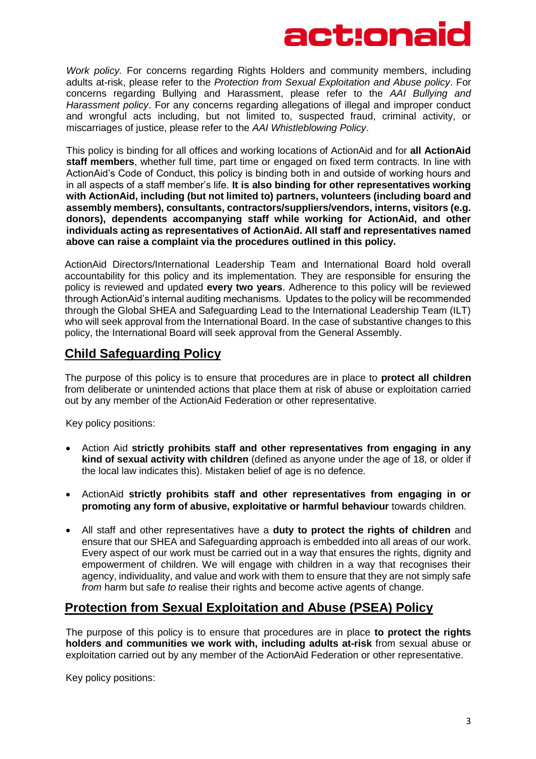*Work policy.* For concerns regarding Rights Holders and community members, including adults at-risk, please refer to the *Protection from Sexual Exploitation and Abuse policy*. For concerns regarding Bullying and Harassment, please refer to the *AAI Bullying and Harassment policy*. For any concerns regarding allegations of illegal and improper conduct and wrongful acts including, but not limited to, suspected fraud, criminal activity, or miscarriages of justice, please refer to the *AAI Whistleblowing Policy*.

This policy is binding for all offices and working locations of ActionAid and for **all ActionAid staff members**, whether full time, part time or engaged on fixed term contracts. In line with ActionAid's Code of Conduct, this policy is binding both in and outside of working hours and in all aspects of a staff member's life. **It is also binding for other representatives working with ActionAid, including (but not limited to) partners, volunteers (including board and assembly members), consultants, contractors/suppliers/vendors, interns, visitors (e.g. donors), dependents accompanying staff while working for ActionAid, and other individuals acting as representatives of ActionAid. All staff and representatives named above can raise a complaint via the procedures outlined in this policy.**

ActionAid Directors/International Leadership Team and International Board hold overall accountability for this policy and its implementation. They are responsible for ensuring the policy is reviewed and updated **every two years**. Adherence to this policy will be reviewed through ActionAid's internal auditing mechanisms. Updates to the policy will be recommended through the Global SHEA and Safeguarding Lead to the International Leadership Team (ILT) who will seek approval from the International Board. In the case of substantive changes to this policy, the International Board will seek approval from the General Assembly.

## Child Safeguarding Policy

The purpose of this policy is to ensure that procedures are in place to **protect all children** from deliberate or unintended actions that place them at risk of abuse or exploitation carried out by any member of the ActionAid Federation or other representative.

Key policy positions:

- Action Aid **strictly prohibits staff and other representatives from engaging in any kind of sexual activity with children** (defined as anyone under the age of 18, or older if the local law indicates this). Mistaken belief of age is no defence.
- ActionAid **strictly prohibits staff and other representatives from engaging in or promoting any form of abusive, exploitative or harmful behaviour** towards children.
- All staff and other representatives have a **duty to protect the rights of children** and ensure that our SHEA and Safeguarding approach is embedded into all areas of our work. Every aspect of our work must be carried out in a way that ensures the rights, dignity and empowerment of children. We will engage with children in a way that recognises their agency, individuality, and value and work with them to ensure that they are not simply safe *from* harm but safe *to* realise their rights and become active agents of change.

## Protection from Sexual Exploitation and Abuse (PSEA) Policy

The purpose of this policy is to ensure that procedures are in place **to protect the rights holders and communities we work with, including adults at-risk** from sexual abuse or exploitation carried out by any member of the ActionAid Federation or other representative.

Key policy positions: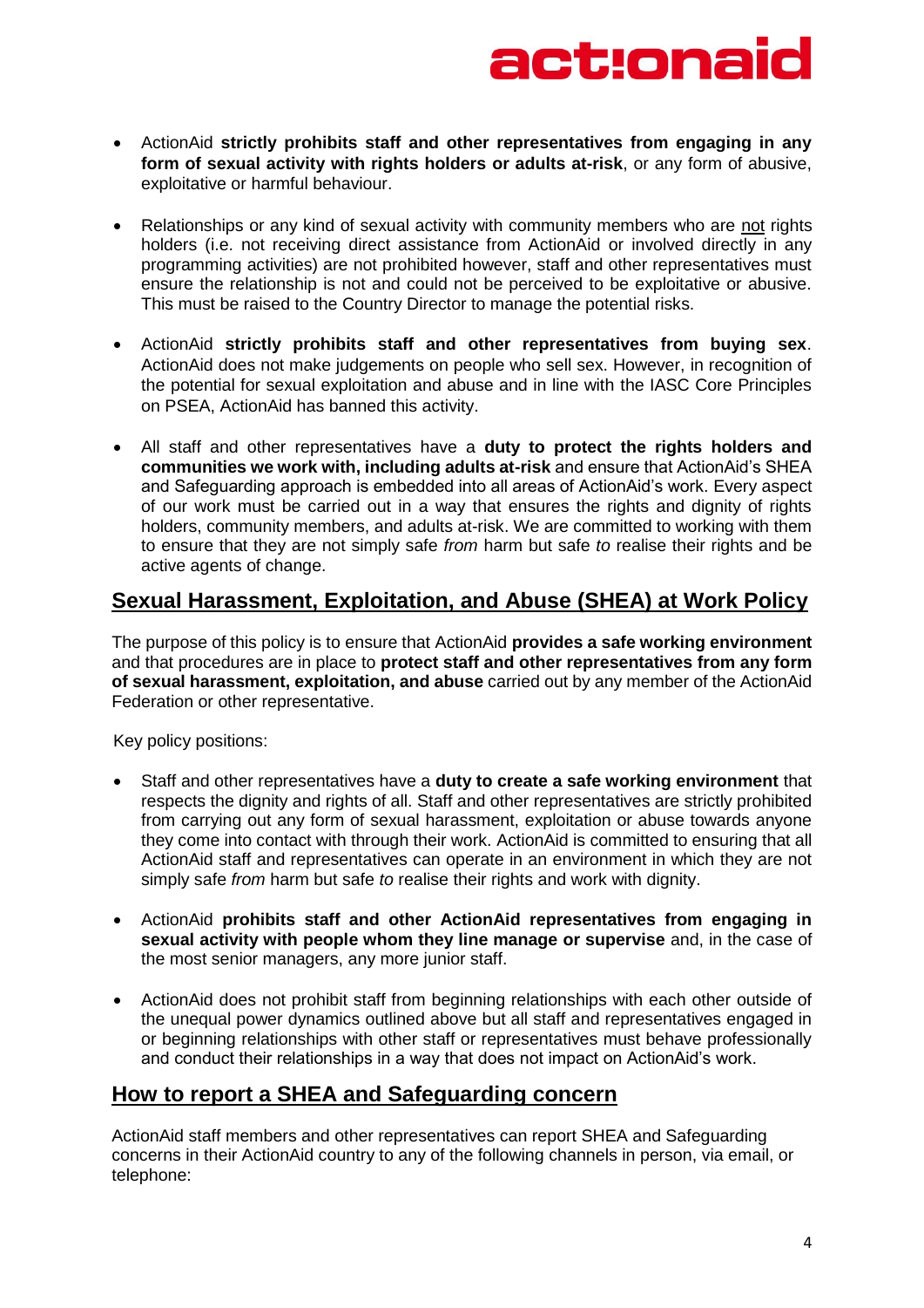- ActionAid **strictly prohibits staff and other representatives from engaging in any form of sexual activity with rights holders or adults at-risk**, or any form of abusive, exploitative or harmful behaviour.

- Relationships or any kind of sexual activity with community members who are not rights holders (i.e. not receiving direct assistance from ActionAid or involved directly in any programming activities) are not prohibited however, staff and other representatives must ensure the relationship is not and could not be perceived to be exploitative or abusive. This must be raised to the Country Director to manage the potential risks.

- ActionAid **strictly prohibits staff and other representatives from buying sex**. ActionAid does not make judgements on people who sell sex. However, in recognition of the potential for sexual exploitation and abuse and in line with the IASC Core Principles on PSEA, ActionAid has banned this activity.

- All staff and other representatives have a **duty to protect the rights holders and communities we work with, including adults at-risk** and ensure that ActionAid's SHEA and Safeguarding approach is embedded into all areas of ActionAid's work. Every aspect of our work must be carried out in a way that ensures the rights and dignity of rights holders, community members, and adults at-risk. We are committed to working with them to ensure that they are not simply safe *from* harm but safe *to* realise their rights and be active agents of change.

## Sexual Harassment, Exploitation, and Abuse (SHEA) at Work Policy

The purpose of this policy is to ensure that ActionAid **provides a safe working environment** and that procedures are in place to **protect staff and other representatives from any form of sexual harassment, exploitation, and abuse** carried out by any member of the ActionAid Federation or other representative.

Key policy positions:

- Staff and other representatives have a **duty to create a safe working environment** that respects the dignity and rights of all. Staff and other representatives are strictly prohibited from carrying out any form of sexual harassment, exploitation or abuse towards anyone they come into contact with through their work. ActionAid is committed to ensuring that all ActionAid staff and representatives can operate in an environment in which they are not simply safe *from* harm but safe *to* realise their rights and work with dignity.

- ActionAid **prohibits staff and other ActionAid representatives from engaging in sexual activity with people whom they line manage or supervise** and, in the case of the most senior managers, any more junior staff.

- ActionAid does not prohibit staff from beginning relationships with each other outside of the unequal power dynamics outlined above but all staff and representatives engaged in or beginning relationships with other staff or representatives must behave professionally and conduct their relationships in a way that does not impact on ActionAid's work.

## How to report a SHEA and Safeguarding concern

ActionAid staff members and other representatives can report SHEA and Safeguarding concerns in their ActionAid country to any of the following channels in person, via email, or telephone: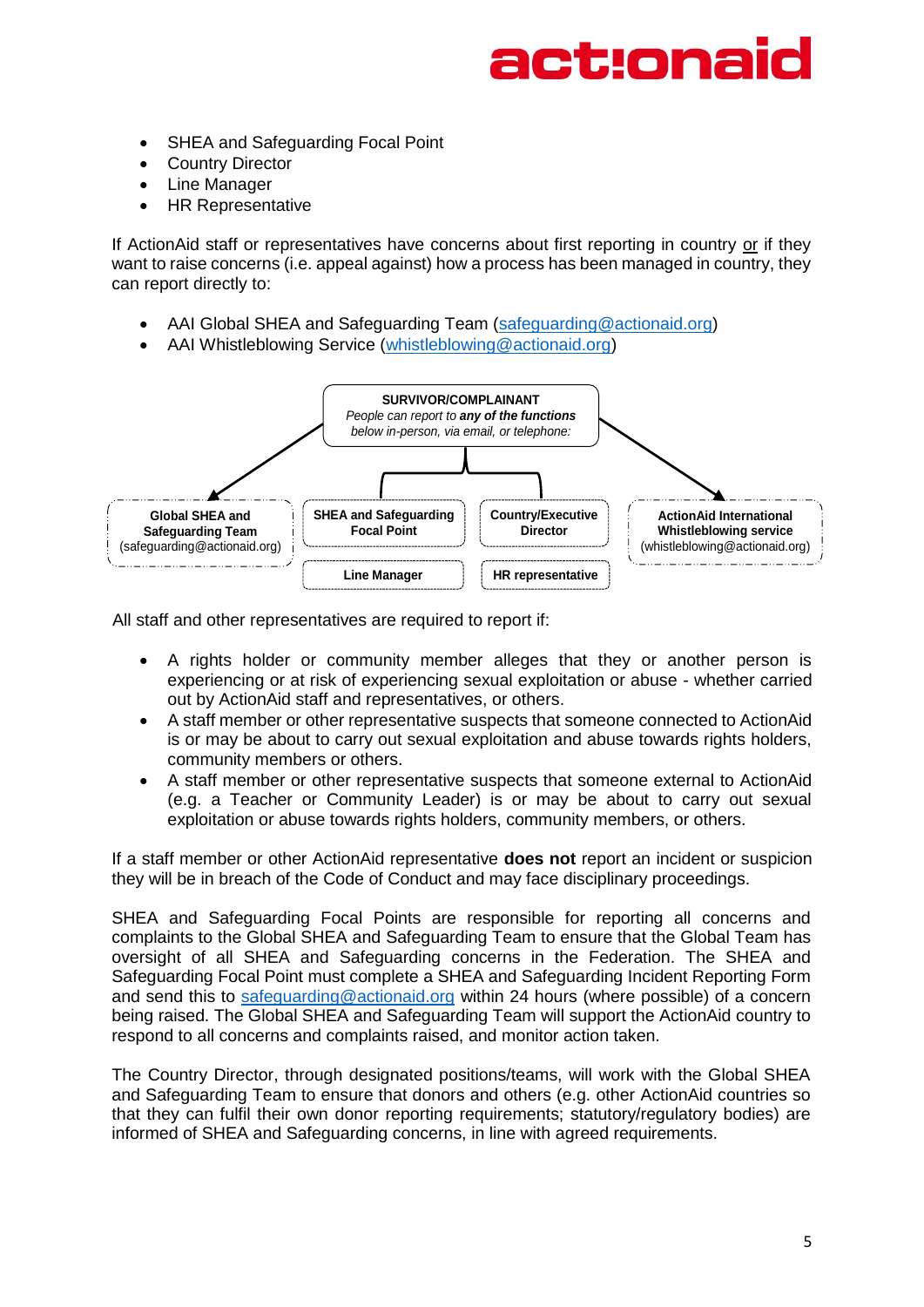- SHEA and Safeguarding Focal Point
- Country Director
- Line Manager
- HR Representative

If ActionAid staff or representatives have concerns about first reporting in country or if they want to raise concerns (i.e. appeal against) how a process has been managed in country, they can report directly to:

- AAI Global SHEA and Safeguarding Team (safeguarding@actionaid.org)
- AAI Whistleblowing Service (whistleblowing@actionaid.org)

**SURVIVOR/COMPLAINANT**
*People can report to **any of the functions** below in-person, via email, or telephone:*

- **Global SHEA and Safeguarding Team** (safeguarding@actionaid.org)
- **SHEA and Safeguarding Focal Point**
- **Country/Executive Director**
- **Line Manager**
- **HR representative**
- **ActionAid International Whistleblowing service** (whistleblowing@actionaid.org)

All staff and other representatives are required to report if:

- A rights holder or community member alleges that they or another person is experiencing or at risk of experiencing sexual exploitation or abuse - whether carried out by ActionAid staff and representatives, or others.
- A staff member or other representative suspects that someone connected to ActionAid is or may be about to carry out sexual exploitation and abuse towards rights holders, community members or others.
- A staff member or other representative suspects that someone external to ActionAid (e.g. a Teacher or Community Leader) is or may be about to carry out sexual exploitation or abuse towards rights holders, community members, or others.

If a staff member or other ActionAid representative **does not** report an incident or suspicion they will be in breach of the Code of Conduct and may face disciplinary proceedings.

SHEA and Safeguarding Focal Points are responsible for reporting all concerns and complaints to the Global SHEA and Safeguarding Team to ensure that the Global Team has oversight of all SHEA and Safeguarding concerns in the Federation. The SHEA and Safeguarding Focal Point must complete a SHEA and Safeguarding Incident Reporting Form and send this to safeguarding@actionaid.org within 24 hours (where possible) of a concern being raised. The Global SHEA and Safeguarding Team will support the ActionAid country to respond to all concerns and complaints raised, and monitor action taken.

The Country Director, through designated positions/teams, will work with the Global SHEA and Safeguarding Team to ensure that donors and others (e.g. other ActionAid countries so that they can fulfil their own donor reporting requirements; statutory/regulatory bodies) are informed of SHEA and Safeguarding concerns, in line with agreed requirements.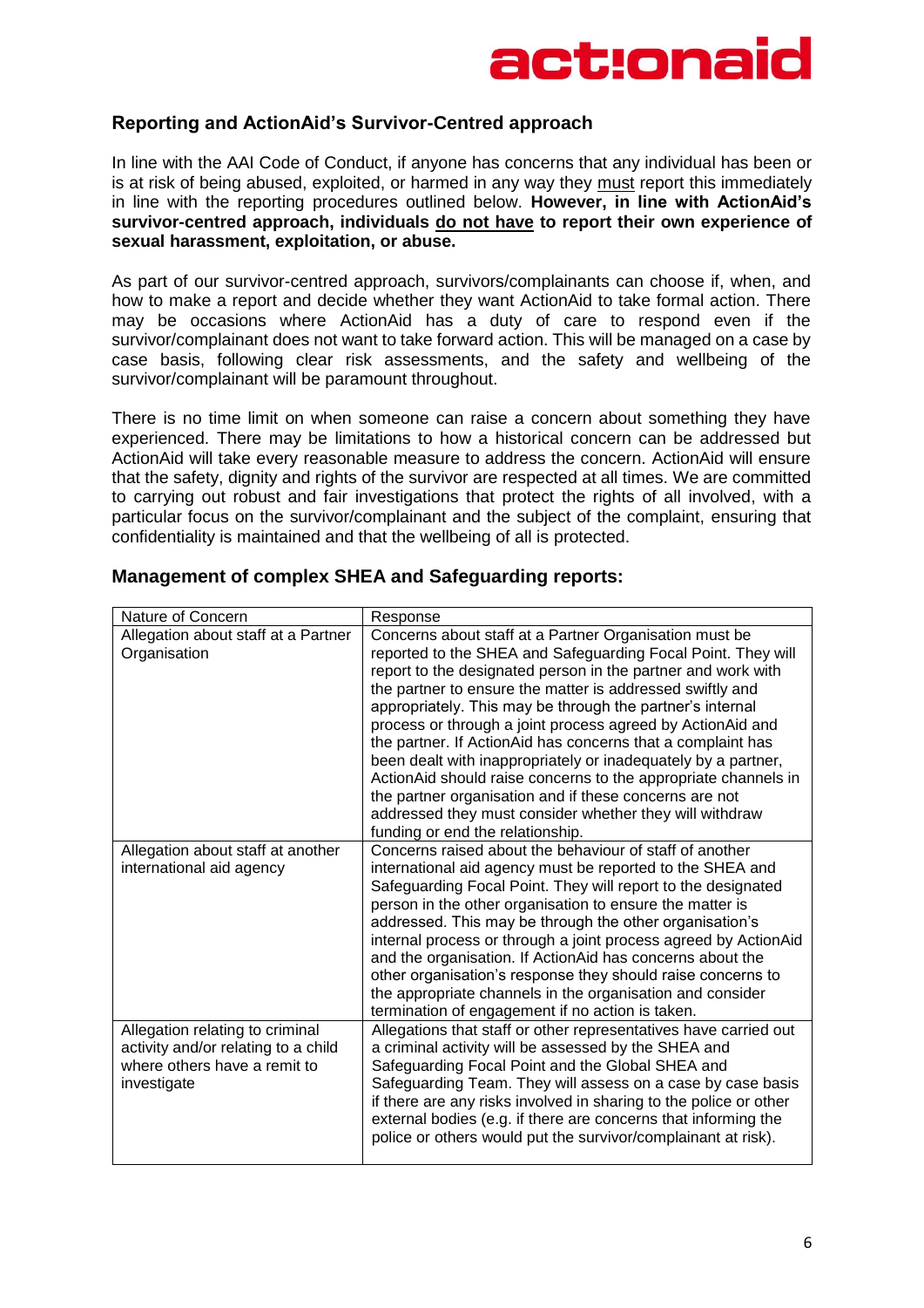## Reporting and ActionAid's Survivor-Centred approach

In line with the AAI Code of Conduct, if anyone has concerns that any individual has been or is at risk of being abused, exploited, or harmed in any way they must report this immediately in line with the reporting procedures outlined below. **However, in line with ActionAid's survivor-centred approach, individuals do not have to report their own experience of sexual harassment, exploitation, or abuse.**

As part of our survivor-centred approach, survivors/complainants can choose if, when, and how to make a report and decide whether they want ActionAid to take formal action. There may be occasions where ActionAid has a duty of care to respond even if the survivor/complainant does not want to take forward action. This will be managed on a case by case basis, following clear risk assessments, and the safety and wellbeing of the survivor/complainant will be paramount throughout.

There is no time limit on when someone can raise a concern about something they have experienced. There may be limitations to how a historical concern can be addressed but ActionAid will take every reasonable measure to address the concern. ActionAid will ensure that the safety, dignity and rights of the survivor are respected at all times. We are committed to carrying out robust and fair investigations that protect the rights of all involved, with a particular focus on the survivor/complainant and the subject of the complaint, ensuring that confidentiality is maintained and that the wellbeing of all is protected.

## Management of complex SHEA and Safeguarding reports:

| Nature of Concern | Response |
|---|---|
| Allegation about staff at a Partner Organisation | Concerns about staff at a Partner Organisation must be reported to the SHEA and Safeguarding Focal Point. They will report to the designated person in the partner and work with the partner to ensure the matter is addressed swiftly and appropriately. This may be through the partner's internal process or through a joint process agreed by ActionAid and the partner. If ActionAid has concerns that a complaint has been dealt with inappropriately or inadequately by a partner, ActionAid should raise concerns to the appropriate channels in the partner organisation and if these concerns are not addressed they must consider whether they will withdraw funding or end the relationship. |
| Allegation about staff at another international aid agency | Concerns raised about the behaviour of staff of another international aid agency must be reported to the SHEA and Safeguarding Focal Point. They will report to the designated person in the other organisation to ensure the matter is addressed. This may be through the other organisation's internal process or through a joint process agreed by ActionAid and the organisation. If ActionAid has concerns about the other organisation's response they should raise concerns to the appropriate channels in the organisation and consider termination of engagement if no action is taken. |
| Allegation relating to criminal activity and/or relating to a child where others have a remit to investigate | Allegations that staff or other representatives have carried out a criminal activity will be assessed by the SHEA and Safeguarding Focal Point and the Global SHEA and Safeguarding Team. They will assess on a case by case basis if there are any risks involved in sharing to the police or other external bodies (e.g. if there are concerns that informing the police or others would put the survivor/complainant at risk). |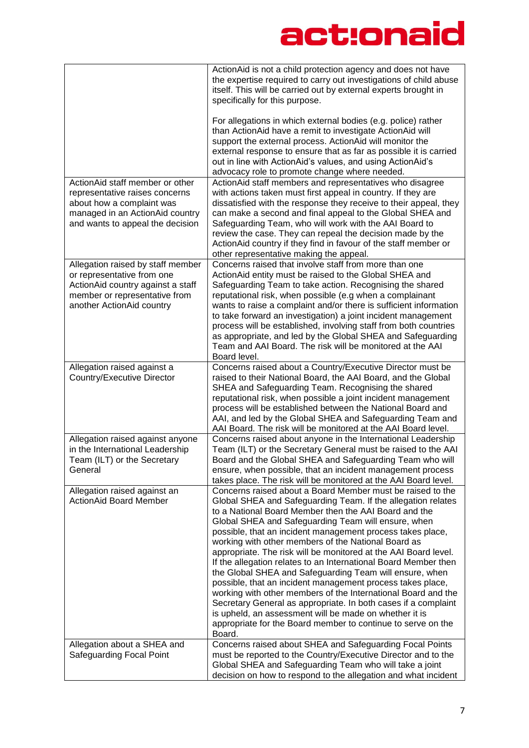| | |
|---|---|
| | ActionAid is not a child protection agency and does not have the expertise required to carry out investigations of child abuse itself. This will be carried out by external experts brought in specifically for this purpose.<br><br>For allegations in which external bodies (e.g. police) rather than ActionAid have a remit to investigate ActionAid will support the external process. ActionAid will monitor the external response to ensure that as far as possible it is carried out in line with ActionAid's values, and using ActionAid's advocacy role to promote change where needed. |
| ActionAid staff member or other representative raises concerns about how a complaint was managed in an ActionAid country and wants to appeal the decision | ActionAid staff members and representatives who disagree with actions taken must first appeal in country. If they are dissatisfied with the response they receive to their appeal, they can make a second and final appeal to the Global SHEA and Safeguarding Team, who will work with the AAI Board to review the case. They can repeal the decision made by the ActionAid country if they find in favour of the staff member or other representative making the appeal. |
| Allegation raised by staff member or representative from one ActionAid country against a staff member or representative from another ActionAid country | Concerns raised that involve staff from more than one ActionAid entity must be raised to the Global SHEA and Safeguarding Team to take action. Recognising the shared reputational risk, when possible (e.g when a complainant wants to raise a complaint and/or there is sufficient information to take forward an investigation) a joint incident management process will be established, involving staff from both countries as appropriate, and led by the Global SHEA and Safeguarding Team and AAI Board. The risk will be monitored at the AAI Board level. |
| Allegation raised against a Country/Executive Director | Concerns raised about a Country/Executive Director must be raised to their National Board, the AAI Board, and the Global SHEA and Safeguarding Team. Recognising the shared reputational risk, when possible a joint incident management process will be established between the National Board and AAI, and led by the Global SHEA and Safeguarding Team and AAI Board. The risk will be monitored at the AAI Board level. |
| Allegation raised against anyone in the International Leadership Team (ILT) or the Secretary General | Concerns raised about anyone in the International Leadership Team (ILT) or the Secretary General must be raised to the AAI Board and the Global SHEA and Safeguarding Team who will ensure, when possible, that an incident management process takes place. The risk will be monitored at the AAI Board level. |
| Allegation raised against an ActionAid Board Member | Concerns raised about a Board Member must be raised to the Global SHEA and Safeguarding Team. If the allegation relates to a National Board Member then the AAI Board and the Global SHEA and Safeguarding Team will ensure, when possible, that an incident management process takes place, working with other members of the National Board as appropriate. The risk will be monitored at the AAI Board level. If the allegation relates to an International Board Member then the Global SHEA and Safeguarding Team will ensure, when possible, that an incident management process takes place, working with other members of the International Board and the Secretary General as appropriate. In both cases if a complaint is upheld, an assessment will be made on whether it is appropriate for the Board member to continue to serve on the Board. |
| Allegation about a SHEA and Safeguarding Focal Point | Concerns raised about SHEA and Safeguarding Focal Points must be reported to the Country/Executive Director and to the Global SHEA and Safeguarding Team who will take a joint decision on how to respond to the allegation and what incident |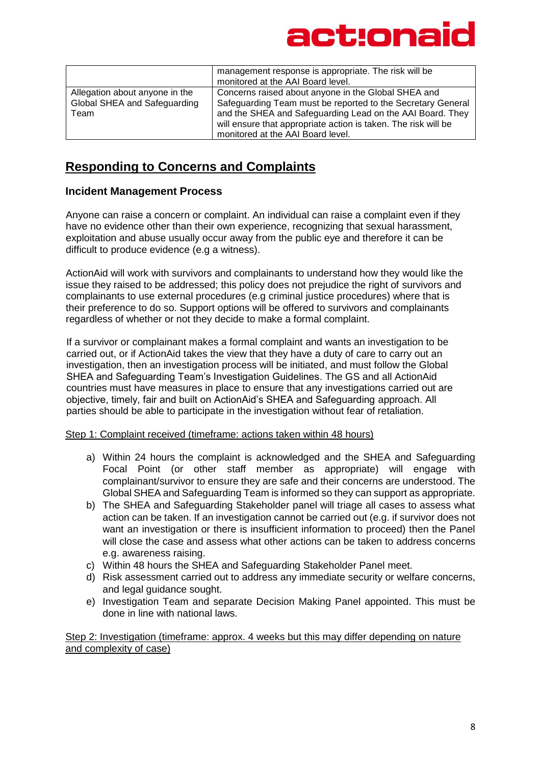|  |  |
|---|---|
|  | management response is appropriate. The risk will be monitored at the AAI Board level. |
| Allegation about anyone in the Global SHEA and Safeguarding Team | Concerns raised about anyone in the Global SHEA and Safeguarding Team must be reported to the Secretary General and the SHEA and Safeguarding Lead on the AAI Board. They will ensure that appropriate action is taken. The risk will be monitored at the AAI Board level. |

## Responding to Concerns and Complaints

### Incident Management Process

Anyone can raise a concern or complaint. An individual can raise a complaint even if they have no evidence other than their own experience, recognizing that sexual harassment, exploitation and abuse usually occur away from the public eye and therefore it can be difficult to produce evidence (e.g a witness).

ActionAid will work with survivors and complainants to understand how they would like the issue they raised to be addressed; this policy does not prejudice the right of survivors and complainants to use external procedures (e.g criminal justice procedures) where that is their preference to do so. Support options will be offered to survivors and complainants regardless of whether or not they decide to make a formal complaint.

If a survivor or complainant makes a formal complaint and wants an investigation to be carried out, or if ActionAid takes the view that they have a duty of care to carry out an investigation, then an investigation process will be initiated, and must follow the Global SHEA and Safeguarding Team's Investigation Guidelines. The GS and all ActionAid countries must have measures in place to ensure that any investigations carried out are objective, timely, fair and built on ActionAid's SHEA and Safeguarding approach. All parties should be able to participate in the investigation without fear of retaliation.

<u>Step 1: Complaint received (timeframe: actions taken within 48 hours)</u>

a) Within 24 hours the complaint is acknowledged and the SHEA and Safeguarding Focal Point (or other staff member as appropriate) will engage with complainant/survivor to ensure they are safe and their concerns are understood. The Global SHEA and Safeguarding Team is informed so they can support as appropriate.
b) The SHEA and Safeguarding Stakeholder panel will triage all cases to assess what action can be taken. If an investigation cannot be carried out (e.g. if survivor does not want an investigation or there is insufficient information to proceed) then the Panel will close the case and assess what other actions can be taken to address concerns e.g. awareness raising.
c) Within 48 hours the SHEA and Safeguarding Stakeholder Panel meet.
d) Risk assessment carried out to address any immediate security or welfare concerns, and legal guidance sought.
e) Investigation Team and separate Decision Making Panel appointed. This must be done in line with national laws.

<u>Step 2: Investigation (timeframe: approx. 4 weeks but this may differ depending on nature and complexity of case)</u>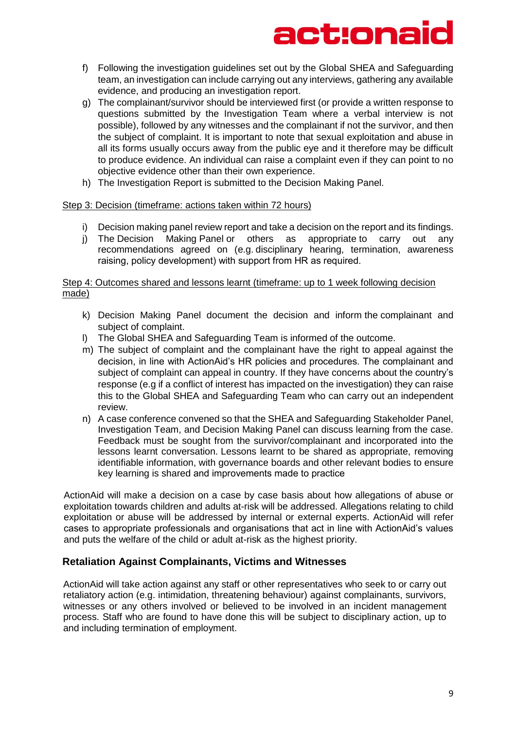f) Following the investigation guidelines set out by the Global SHEA and Safeguarding team, an investigation can include carrying out any interviews, gathering any available evidence, and producing an investigation report.
g) The complainant/survivor should be interviewed first (or provide a written response to questions submitted by the Investigation Team where a verbal interview is not possible), followed by any witnesses and the complainant if not the survivor, and then the subject of complaint. It is important to note that sexual exploitation and abuse in all its forms usually occurs away from the public eye and it therefore may be difficult to produce evidence. An individual can raise a complaint even if they can point to no objective evidence other than their own experience.
h) The Investigation Report is submitted to the Decision Making Panel.

Step 3: Decision (timeframe: actions taken within 72 hours)

i) Decision making panel review report and take a decision on the report and its findings.
j) The Decision Making Panel or others as appropriate to carry out any recommendations agreed on (e.g. disciplinary hearing, termination, awareness raising, policy development) with support from HR as required.

Step 4: Outcomes shared and lessons learnt (timeframe: up to 1 week following decision made)

k) Decision Making Panel document the decision and inform the complainant and subject of complaint.
l) The Global SHEA and Safeguarding Team is informed of the outcome.
m) The subject of complaint and the complainant have the right to appeal against the decision, in line with ActionAid's HR policies and procedures. The complainant and subject of complaint can appeal in country. If they have concerns about the country's response (e.g if a conflict of interest has impacted on the investigation) they can raise this to the Global SHEA and Safeguarding Team who can carry out an independent review.
n) A case conference convened so that the SHEA and Safeguarding Stakeholder Panel, Investigation Team, and Decision Making Panel can discuss learning from the case. Feedback must be sought from the survivor/complainant and incorporated into the lessons learnt conversation. Lessons learnt to be shared as appropriate, removing identifiable information, with governance boards and other relevant bodies to ensure key learning is shared and improvements made to practice

ActionAid will make a decision on a case by case basis about how allegations of abuse or exploitation towards children and adults at-risk will be addressed. Allegations relating to child exploitation or abuse will be addressed by internal or external experts. ActionAid will refer cases to appropriate professionals and organisations that act in line with ActionAid's values and puts the welfare of the child or adult at-risk as the highest priority.

### Retaliation Against Complainants, Victims and Witnesses

ActionAid will take action against any staff or other representatives who seek to or carry out retaliatory action (e.g. intimidation, threatening behaviour) against complainants, survivors, witnesses or any others involved or believed to be involved in an incident management process. Staff who are found to have done this will be subject to disciplinary action, up to and including termination of employment.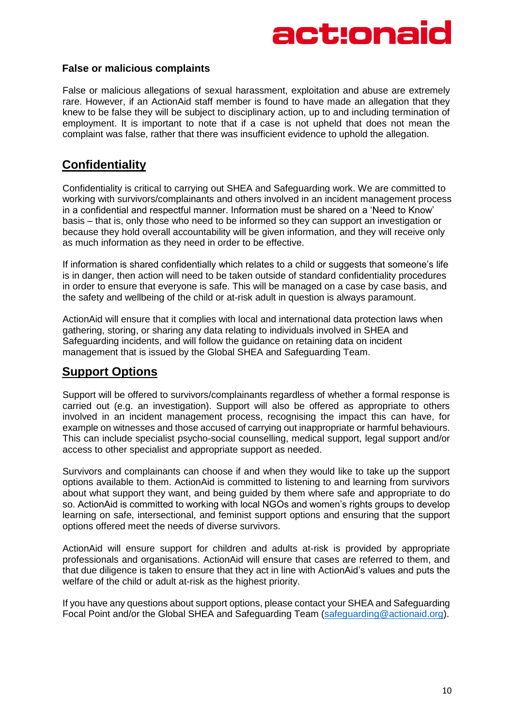### False or malicious complaints

False or malicious allegations of sexual harassment, exploitation and abuse are extremely rare. However, if an ActionAid staff member is found to have made an allegation that they knew to be false they will be subject to disciplinary action, up to and including termination of employment. It is important to note that if a case is not upheld that does not mean the complaint was false, rather that there was insufficient evidence to uphold the allegation.

## Confidentiality

Confidentiality is critical to carrying out SHEA and Safeguarding work. We are committed to working with survivors/complainants and others involved in an incident management process in a confidential and respectful manner. Information must be shared on a 'Need to Know' basis – that is, only those who need to be informed so they can support an investigation or because they hold overall accountability will be given information, and they will receive only as much information as they need in order to be effective.

If information is shared confidentially which relates to a child or suggests that someone's life is in danger, then action will need to be taken outside of standard confidentiality procedures in order to ensure that everyone is safe. This will be managed on a case by case basis, and the safety and wellbeing of the child or at-risk adult in question is always paramount.

ActionAid will ensure that it complies with local and international data protection laws when gathering, storing, or sharing any data relating to individuals involved in SHEA and Safeguarding incidents, and will follow the guidance on retaining data on incident management that is issued by the Global SHEA and Safeguarding Team.

## Support Options

Support will be offered to survivors/complainants regardless of whether a formal response is carried out (e.g. an investigation). Support will also be offered as appropriate to others involved in an incident management process, recognising the impact this can have, for example on witnesses and those accused of carrying out inappropriate or harmful behaviours. This can include specialist psycho-social counselling, medical support, legal support and/or access to other specialist and appropriate support as needed.

Survivors and complainants can choose if and when they would like to take up the support options available to them. ActionAid is committed to listening to and learning from survivors about what support they want, and being guided by them where safe and appropriate to do so. ActionAid is committed to working with local NGOs and women's rights groups to develop learning on safe, intersectional, and feminist support options and ensuring that the support options offered meet the needs of diverse survivors.

ActionAid will ensure support for children and adults at-risk is provided by appropriate professionals and organisations. ActionAid will ensure that cases are referred to them, and that due diligence is taken to ensure that they act in line with ActionAid's values and puts the welfare of the child or adult at-risk as the highest priority.

If you have any questions about support options, please contact your SHEA and Safeguarding Focal Point and/or the Global SHEA and Safeguarding Team (safeguarding@actionaid.org).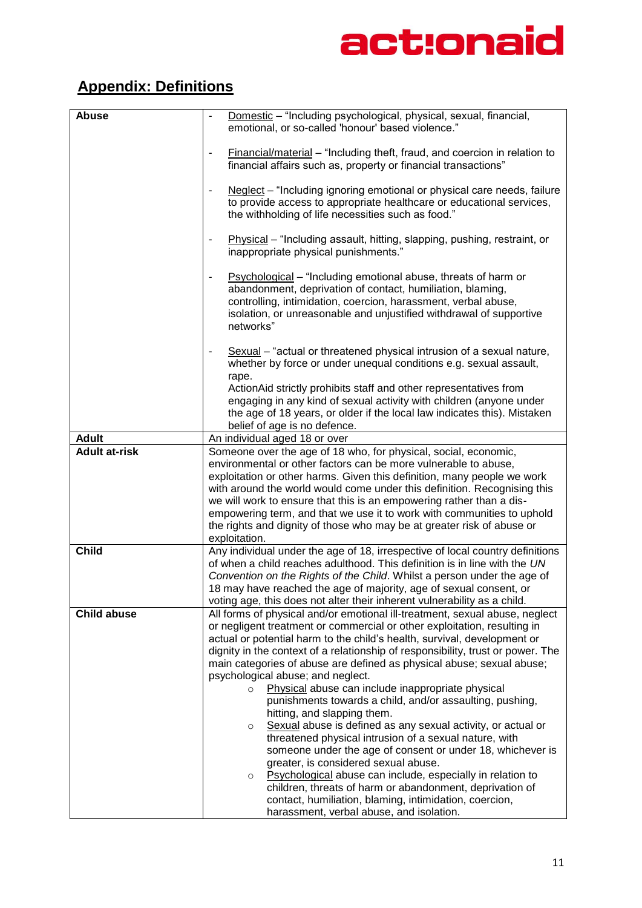## Appendix: Definitions

| | |
|---|---|
| **Abuse** | - Domestic – "Including psychological, physical, sexual, financial, emotional, or so-called 'honour' based violence."<br><br>- Financial/material – "Including theft, fraud, and coercion in relation to financial affairs such as, property or financial transactions"<br><br>- Neglect – "Including ignoring emotional or physical care needs, failure to provide access to appropriate healthcare or educational services, the withholding of life necessities such as food."<br><br>- Physical – "Including assault, hitting, slapping, pushing, restraint, or inappropriate physical punishments."<br><br>- Psychological – "Including emotional abuse, threats of harm or abandonment, deprivation of contact, humiliation, blaming, controlling, intimidation, coercion, harassment, verbal abuse, isolation, or unreasonable and unjustified withdrawal of supportive networks"<br><br>- Sexual – "actual or threatened physical intrusion of a sexual nature, whether by force or under unequal conditions e.g. sexual assault, rape.<br>ActionAid strictly prohibits staff and other representatives from engaging in any kind of sexual activity with children (anyone under the age of 18 years, or older if the local law indicates this). Mistaken belief of age is no defence. |
| **Adult** | An individual aged 18 or over |
| **Adult at-risk** | Someone over the age of 18 who, for physical, social, economic, environmental or other factors can be more vulnerable to abuse, exploitation or other harms. Given this definition, many people we work with around the world would come under this definition. Recognising this we will work to ensure that this is an empowering rather than a dis-empowering term, and that we use it to work with communities to uphold the rights and dignity of those who may be at greater risk of abuse or exploitation. |
| **Child** | Any individual under the age of 18, irrespective of local country definitions of when a child reaches adulthood. This definition is in line with the *UN Convention on the Rights of the Child*. Whilst a person under the age of 18 may have reached the age of majority, age of sexual consent, or voting age, this does not alter their inherent vulnerability as a child. |
| **Child abuse** | All forms of physical and/or emotional ill-treatment, sexual abuse, neglect or negligent treatment or commercial or other exploitation, resulting in actual or potential harm to the child's health, survival, development or dignity in the context of a relationship of responsibility, trust or power. The main categories of abuse are defined as physical abuse; sexual abuse; psychological abuse; and neglect.<br>○ Physical abuse can include inappropriate physical punishments towards a child, and/or assaulting, pushing, hitting, and slapping them.<br>○ Sexual abuse is defined as any sexual activity, or actual or threatened physical intrusion of a sexual nature, with someone under the age of consent or under 18, whichever is greater, is considered sexual abuse.<br>○ Psychological abuse can include, especially in relation to children, threats of harm or abandonment, deprivation of contact, humiliation, blaming, intimidation, coercion, harassment, verbal abuse, and isolation. |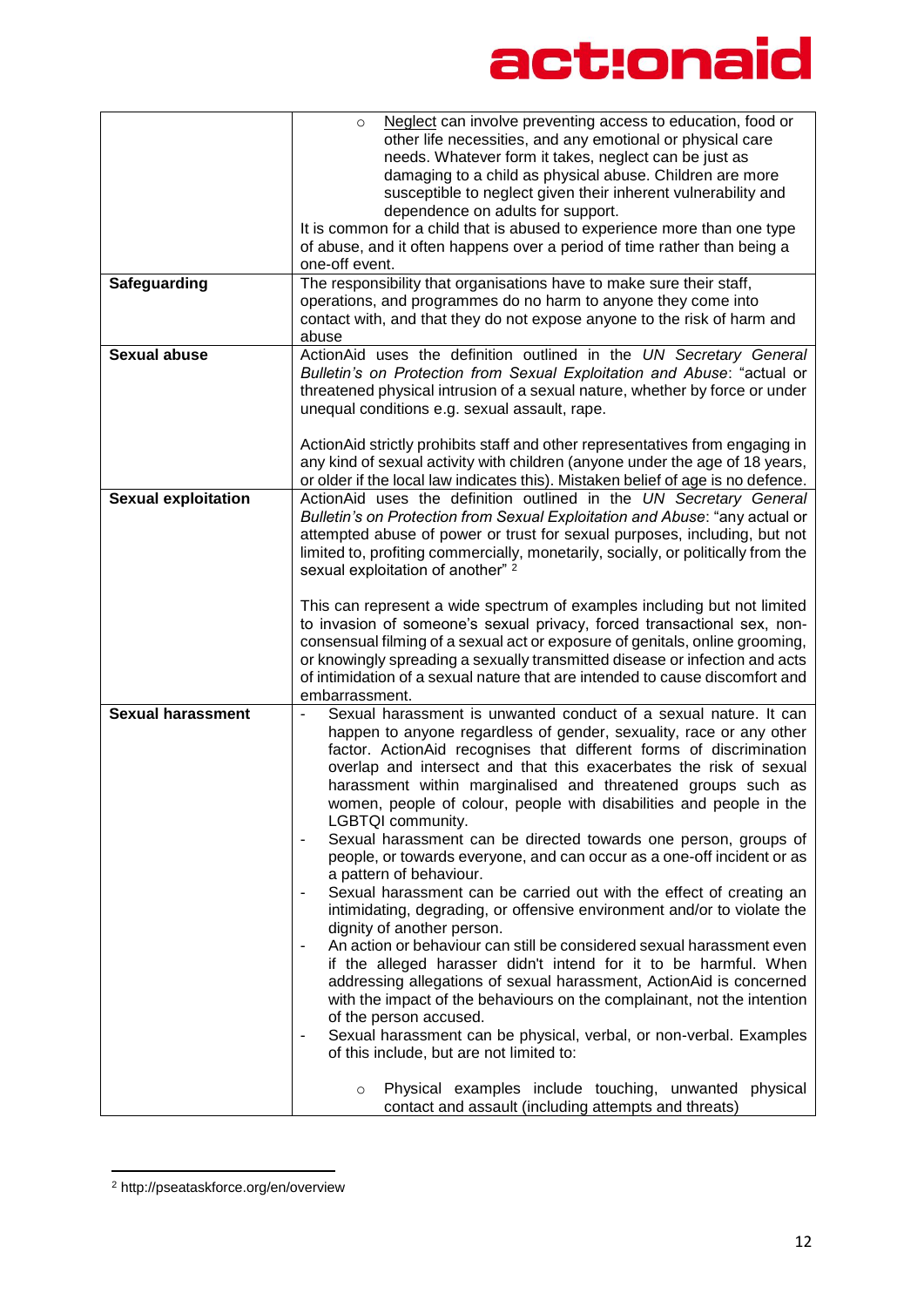| | |
|---|---|
| | ○ Neglect can involve preventing access to education, food or other life necessities, and any emotional or physical care needs. Whatever form it takes, neglect can be just as damaging to a child as physical abuse. Children are more susceptible to neglect given their inherent vulnerability and dependence on adults for support.<br>It is common for a child that is abused to experience more than one type of abuse, and it often happens over a period of time rather than being a one-off event. |
| **Safeguarding** | The responsibility that organisations have to make sure their staff, operations, and programmes do no harm to anyone they come into contact with, and that they do not expose anyone to the risk of harm and abuse |
| **Sexual abuse** | ActionAid uses the definition outlined in the *UN Secretary General Bulletin's on Protection from Sexual Exploitation and Abuse*: "actual or threatened physical intrusion of a sexual nature, whether by force or under unequal conditions e.g. sexual assault, rape.<br><br>ActionAid strictly prohibits staff and other representatives from engaging in any kind of sexual activity with children (anyone under the age of 18 years, or older if the local law indicates this). Mistaken belief of age is no defence. |
| **Sexual exploitation** | ActionAid uses the definition outlined in the *UN Secretary General Bulletin's on Protection from Sexual Exploitation and Abuse*: "any actual or attempted abuse of power or trust for sexual purposes, including, but not limited to, profiting commercially, monetarily, socially, or politically from the sexual exploitation of another" [2]<br><br>This can represent a wide spectrum of examples including but not limited to invasion of someone's sexual privacy, forced transactional sex, non-consensual filming of a sexual act or exposure of genitals, online grooming, or knowingly spreading a sexually transmitted disease or infection and acts of intimidation of a sexual nature that are intended to cause discomfort and embarrassment. |
| **Sexual harassment** | - Sexual harassment is unwanted conduct of a sexual nature. It can happen to anyone regardless of gender, sexuality, race or any other factor. ActionAid recognises that different forms of discrimination overlap and intersect and that this exacerbates the risk of sexual harassment within marginalised and threatened groups such as women, people of colour, people with disabilities and people in the LGBTQI community.<br>- Sexual harassment can be directed towards one person, groups of people, or towards everyone, and can occur as a one-off incident or as a pattern of behaviour.<br>- Sexual harassment can be carried out with the effect of creating an intimidating, degrading, or offensive environment and/or to violate the dignity of another person.<br>- An action or behaviour can still be considered sexual harassment even if the alleged harasser didn't intend for it to be harmful. When addressing allegations of sexual harassment, ActionAid is concerned with the impact of the behaviours on the complainant, not the intention of the person accused.<br>- Sexual harassment can be physical, verbal, or non-verbal. Examples of this include, but are not limited to:<br><br>○ Physical examples include touching, unwanted physical contact and assault (including attempts and threats) |

[2] http://pseataskforce.org/en/overview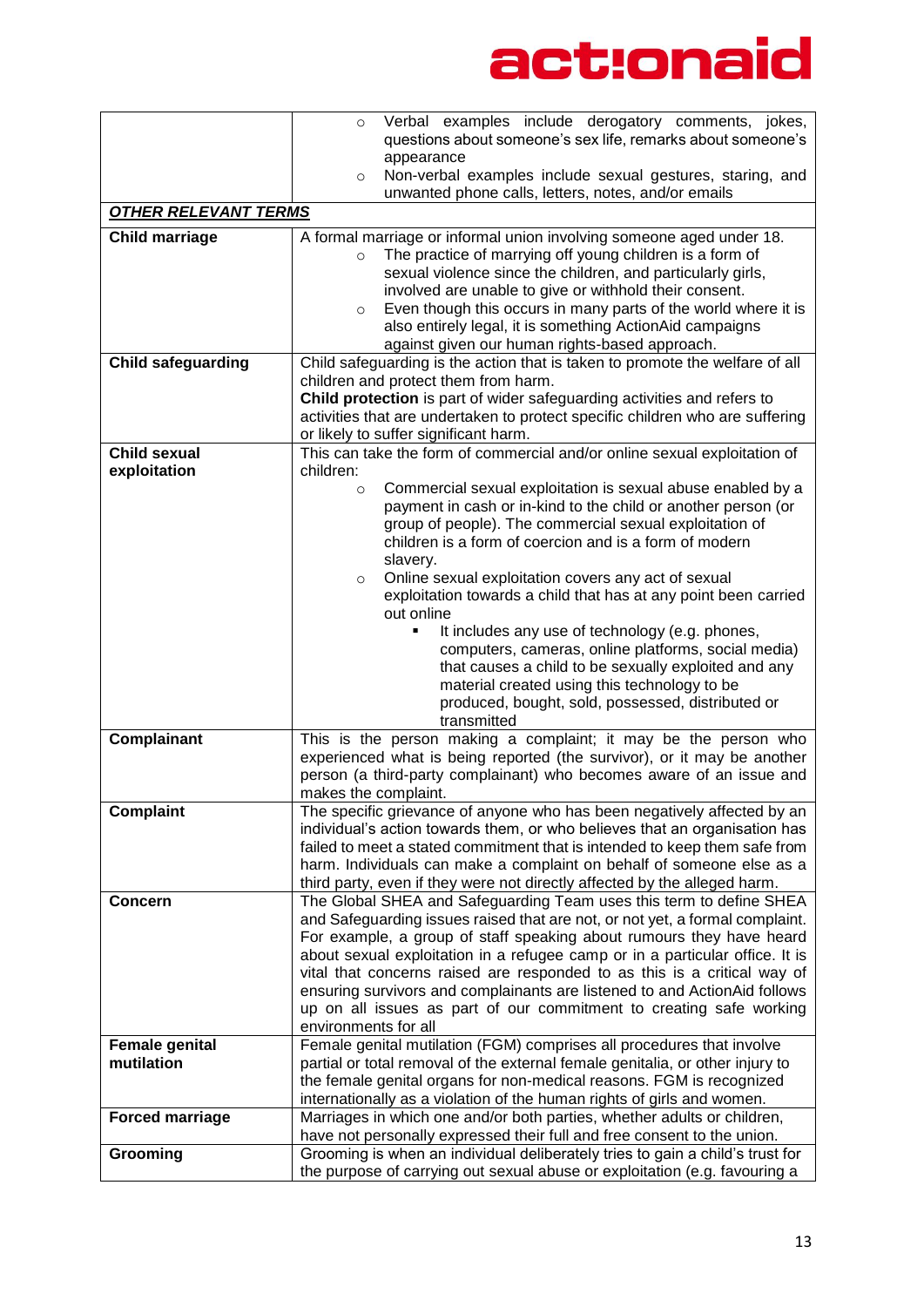| | |
|---|---|
| | ○ Verbal examples include derogatory comments, jokes, questions about someone's sex life, remarks about someone's appearance<br>○ Non-verbal examples include sexual gestures, staring, and unwanted phone calls, letters, notes, and/or emails |
| ***OTHER RELEVANT TERMS*** | |
| **Child marriage** | A formal marriage or informal union involving someone aged under 18.<br>○ The practice of marrying off young children is a form of sexual violence since the children, and particularly girls, involved are unable to give or withhold their consent.<br>○ Even though this occurs in many parts of the world where it is also entirely legal, it is something ActionAid campaigns against given our human rights-based approach. |
| **Child safeguarding** | Child safeguarding is the action that is taken to promote the welfare of all children and protect them from harm.<br>**Child protection** is part of wider safeguarding activities and refers to activities that are undertaken to protect specific children who are suffering or likely to suffer significant harm. |
| **Child sexual exploitation** | This can take the form of commercial and/or online sexual exploitation of children:<br>○ Commercial sexual exploitation is sexual abuse enabled by a payment in cash or in-kind to the child or another person (or group of people). The commercial sexual exploitation of children is a form of coercion and is a form of modern slavery.<br>○ Online sexual exploitation covers any act of sexual exploitation towards a child that has at any point been carried out online<br>▪ It includes any use of technology (e.g. phones, computers, cameras, online platforms, social media) that causes a child to be sexually exploited and any material created using this technology to be produced, bought, sold, possessed, distributed or transmitted |
| **Complainant** | This is the person making a complaint; it may be the person who experienced what is being reported (the survivor), or it may be another person (a third-party complainant) who becomes aware of an issue and makes the complaint. |
| **Complaint** | The specific grievance of anyone who has been negatively affected by an individual's action towards them, or who believes that an organisation has failed to meet a stated commitment that is intended to keep them safe from harm. Individuals can make a complaint on behalf of someone else as a third party, even if they were not directly affected by the alleged harm. |
| **Concern** | The Global SHEA and Safeguarding Team uses this term to define SHEA and Safeguarding issues raised that are not, or not yet, a formal complaint. For example, a group of staff speaking about rumours they have heard about sexual exploitation in a refugee camp or in a particular office. It is vital that concerns raised are responded to as this is a critical way of ensuring survivors and complainants are listened to and ActionAid follows up on all issues as part of our commitment to creating safe working environments for all |
| **Female genital mutilation** | Female genital mutilation (FGM) comprises all procedures that involve partial or total removal of the external female genitalia, or other injury to the female genital organs for non-medical reasons. FGM is recognized internationally as a violation of the human rights of girls and women. |
| **Forced marriage** | Marriages in which one and/or both parties, whether adults or children, have not personally expressed their full and free consent to the union. |
| **Grooming** | Grooming is when an individual deliberately tries to gain a child's trust for the purpose of carrying out sexual abuse or exploitation (e.g. favouring a |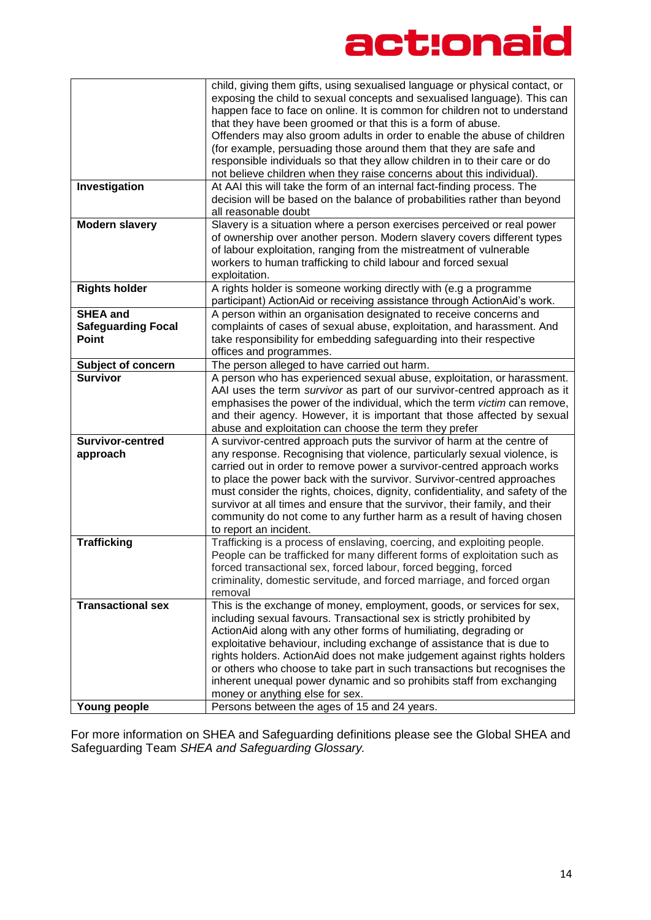| | |
|---|---|
| | child, giving them gifts, using sexualised language or physical contact, or exposing the child to sexual concepts and sexualised language). This can happen face to face on online. It is common for children not to understand that they have been groomed or that this is a form of abuse. Offenders may also groom adults in order to enable the abuse of children (for example, persuading those around them that they are safe and responsible individuals so that they allow children in to their care or do not believe children when they raise concerns about this individual). |
| **Investigation** | At AAI this will take the form of an internal fact-finding process. The decision will be based on the balance of probabilities rather than beyond all reasonable doubt |
| **Modern slavery** | Slavery is a situation where a person exercises perceived or real power of ownership over another person. Modern slavery covers different types of labour exploitation, ranging from the mistreatment of vulnerable workers to human trafficking to child labour and forced sexual exploitation. |
| **Rights holder** | A rights holder is someone working directly with (e.g a programme participant) ActionAid or receiving assistance through ActionAid's work. |
| **SHEA and Safeguarding Focal Point** | A person within an organisation designated to receive concerns and complaints of cases of sexual abuse, exploitation, and harassment. And take responsibility for embedding safeguarding into their respective offices and programmes. |
| **Subject of concern** | The person alleged to have carried out harm. |
| **Survivor** | A person who has experienced sexual abuse, exploitation, or harassment. AAI uses the term *survivor* as part of our survivor-centred approach as it emphasises the power of the individual, which the term *victim* can remove, and their agency. However, it is important that those affected by sexual abuse and exploitation can choose the term they prefer |
| **Survivor-centred approach** | A survivor-centred approach puts the survivor of harm at the centre of any response. Recognising that violence, particularly sexual violence, is carried out in order to remove power a survivor-centred approach works to place the power back with the survivor. Survivor-centred approaches must consider the rights, choices, dignity, confidentiality, and safety of the survivor at all times and ensure that the survivor, their family, and their community do not come to any further harm as a result of having chosen to report an incident. |
| **Trafficking** | Trafficking is a process of enslaving, coercing, and exploiting people. People can be trafficked for many different forms of exploitation such as forced transactional sex, forced labour, forced begging, forced criminality, domestic servitude, and forced marriage, and forced organ removal |
| **Transactional sex** | This is the exchange of money, employment, goods, or services for sex, including sexual favours. Transactional sex is strictly prohibited by ActionAid along with any other forms of humiliating, degrading or exploitative behaviour, including exchange of assistance that is due to rights holders. ActionAid does not make judgement against rights holders or others who choose to take part in such transactions but recognises the inherent unequal power dynamic and so prohibits staff from exchanging money or anything else for sex. |
| **Young people** | Persons between the ages of 15 and 24 years. |

For more information on SHEA and Safeguarding definitions please see the Global SHEA and Safeguarding Team *SHEA and Safeguarding Glossary.*